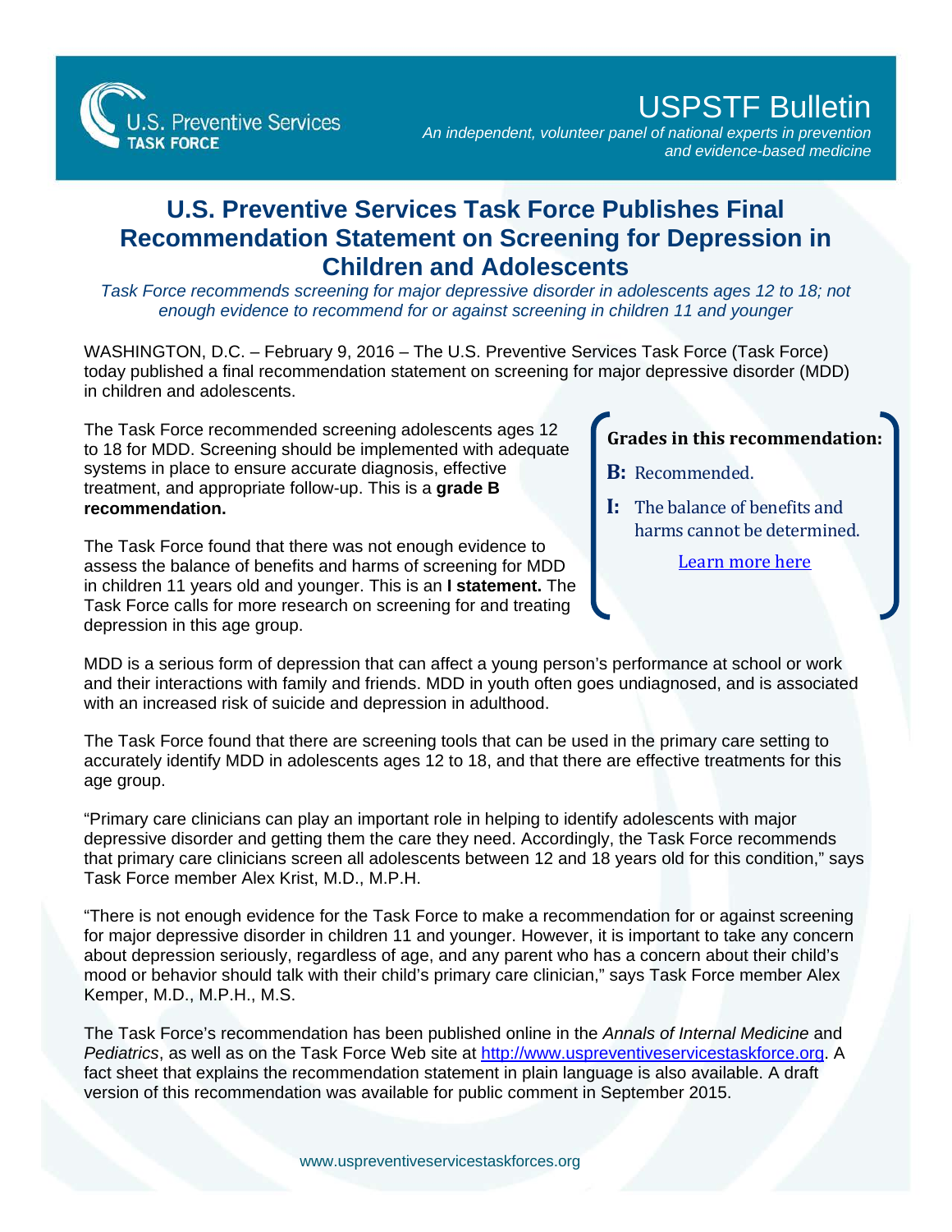USPSTF Bulletin

*An independent, volunteer panel of national experts in prevention and evidence-based medicine*

# U.S. Preventive Services Task Force Publishes Final Recommendation Statement on Screening for Depression in Children and Adolescents

*Task Force recommends screening for major depressive disorder in adolescents ages 12 to 18; not enough evidence to recommend for or against screening in children 11 and younger*

WASHINGTON, D.C. – February 9, 2016 – The U.S. Preventive Services Task Force (Task Force) today published a final recommendation statement on screening for major depressive disorder (MDD) in children and adolescents.

The Task Force recommended screening adolescents ages 12 to 18 for MDD. Screening should be implemented with adequate systems in place to ensure accurate diagnosis, effective treatment, and appropriate follow-up. This is a **grade B recommendation.**

The Task Force found that there was not enough evidence to assess the balance of benefits and harms of screening for MDD in children 11 years old and younger. This is an **I statement.** The Task Force calls for more research on screening for and treating depression in this age group.

**Grades in this recommendation:**

**B:** Recommended.

**I:** The balance of benefits and harms cannot be determined.

Learn more here

MDD is a serious form of depression that can affect a young person's performance at school or work and their interactions with family and friends. MDD in youth often goes undiagnosed, and is associated with an increased risk of suicide and depression in adulthood.

The Task Force found that there are screening tools that can be used in the primary care setting to accurately identify MDD in adolescents ages 12 to 18, and that there are effective treatments for this age group.

"Primary care clinicians can play an important role in helping to identify adolescents with major depressive disorder and getting them the care they need. Accordingly, the Task Force recommends that primary care clinicians screen all adolescents between 12 and 18 years old for this condition," says Task Force member Alex Krist, M.D., M.P.H.

"There is not enough evidence for the Task Force to make a recommendation for or against screening for major depressive disorder in children 11 and younger. However, it is important to take any concern about depression seriously, regardless of age, and any parent who has a concern about their child's mood or behavior should talk with their child's primary care clinician," says Task Force member Alex Kemper, M.D., M.P.H., M.S.

The Task Force's recommendation has been published online in the *Annals of Internal Medicine* and *Pediatrics*, as well as on the Task Force Web site at http://www.uspreventiveservicestaskforce.org. A fact sheet that explains the recommendation statement in plain language is also available. A draft version of this recommendation was available for public comment in September 2015.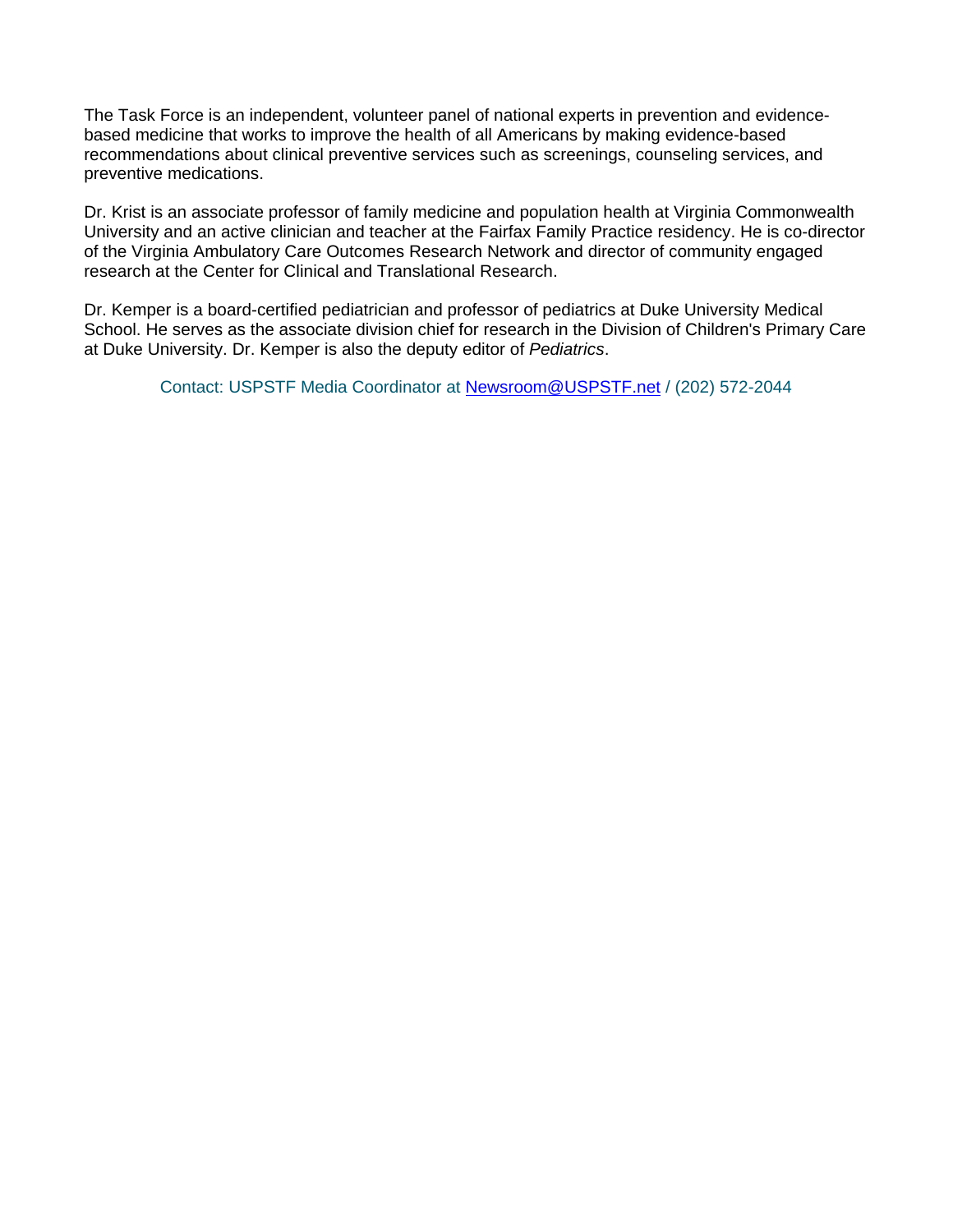The Task Force is an independent, volunteer panel of national experts in prevention and evidence-based medicine that works to improve the health of all Americans by making evidence-based recommendations about clinical preventive services such as screenings, counseling services, and preventive medications.

Dr. Krist is an associate professor of family medicine and population health at Virginia Commonwealth University and an active clinician and teacher at the Fairfax Family Practice residency. He is co-director of the Virginia Ambulatory Care Outcomes Research Network and director of community engaged research at the Center for Clinical and Translational Research.

Dr. Kemper is a board-certified pediatrician and professor of pediatrics at Duke University Medical School. He serves as the associate division chief for research in the Division of Children's Primary Care at Duke University. Dr. Kemper is also the deputy editor of *Pediatrics*.

Contact: USPSTF Media Coordinator at Newsroom@USPSTF.net / (202) 572-2044